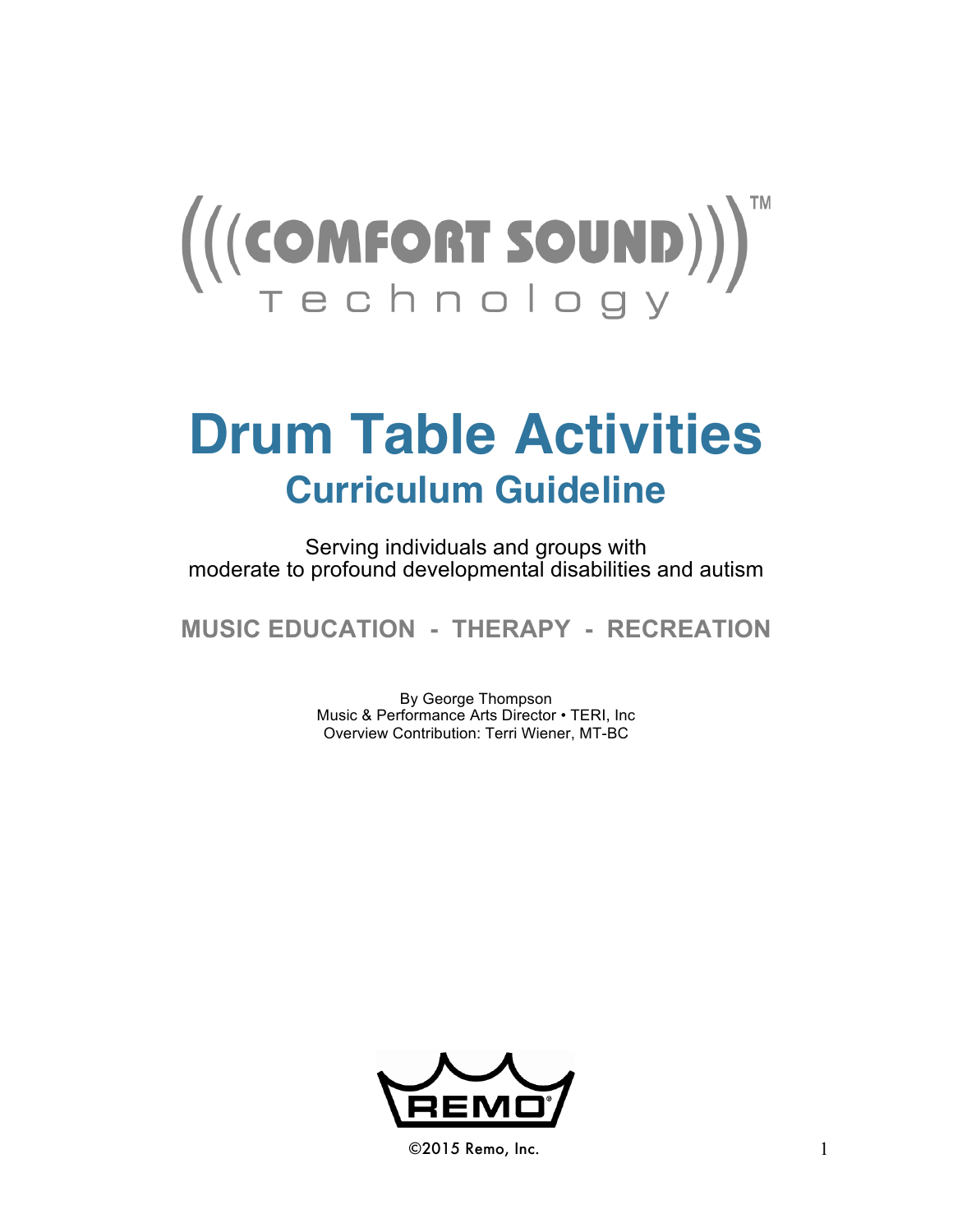(((COMFORT SOUND)))™
Technology

# Drum Table Activities

## Curriculum Guideline

Serving individuals and groups with
moderate to profound developmental disabilities and autism

**MUSIC EDUCATION - THERAPY - RECREATION**

By George Thompson
Music & Performance Arts Director • TERI, Inc
Overview Contribution: Terri Wiener, MT-BC

REMO

©2015 Remo, Inc.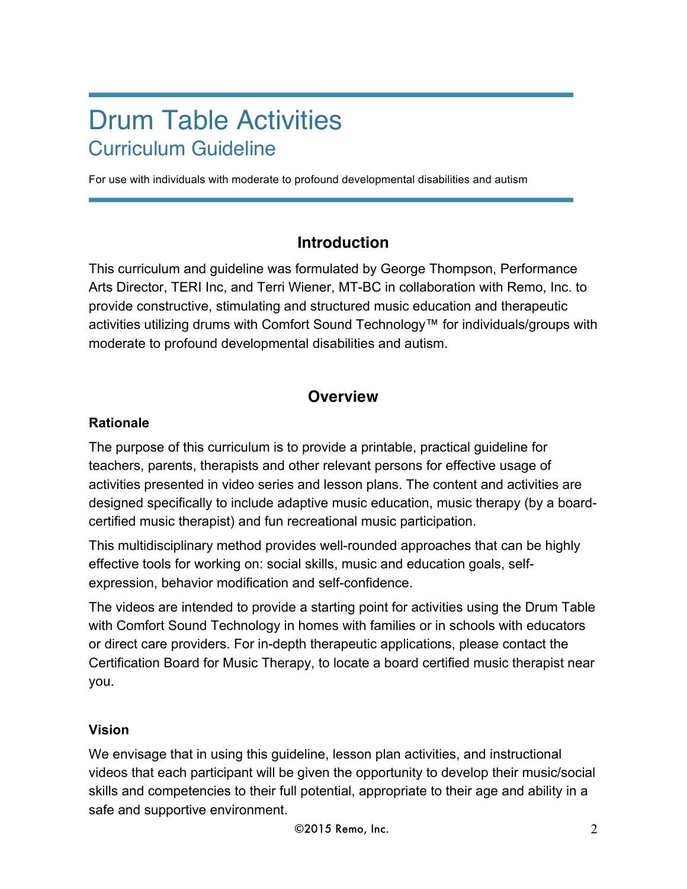# Drum Table Activities

## Curriculum Guideline

For use with individuals with moderate to profound developmental disabilities and autism

## Introduction

This curriculum and guideline was formulated by George Thompson, Performance Arts Director, TERI Inc, and Terri Wiener, MT-BC in collaboration with Remo, Inc. to provide constructive, stimulating and structured music education and therapeutic activities utilizing drums with Comfort Sound Technology™ for individuals/groups with moderate to profound developmental disabilities and autism.

## Overview

### Rationale

The purpose of this curriculum is to provide a printable, practical guideline for teachers, parents, therapists and other relevant persons for effective usage of activities presented in video series and lesson plans. The content and activities are designed specifically to include adaptive music education, music therapy (by a board-certified music therapist) and fun recreational music participation.

This multidisciplinary method provides well-rounded approaches that can be highly effective tools for working on: social skills, music and education goals, self-expression, behavior modification and self-confidence.

The videos are intended to provide a starting point for activities using the Drum Table with Comfort Sound Technology in homes with families or in schools with educators or direct care providers. For in-depth therapeutic applications, please contact the Certification Board for Music Therapy, to locate a board certified music therapist near you.

### Vision

We envisage that in using this guideline, lesson plan activities, and instructional videos that each participant will be given the opportunity to develop their music/social skills and competencies to their full potential, appropriate to their age and ability in a safe and supportive environment.

©2015 Remo, Inc.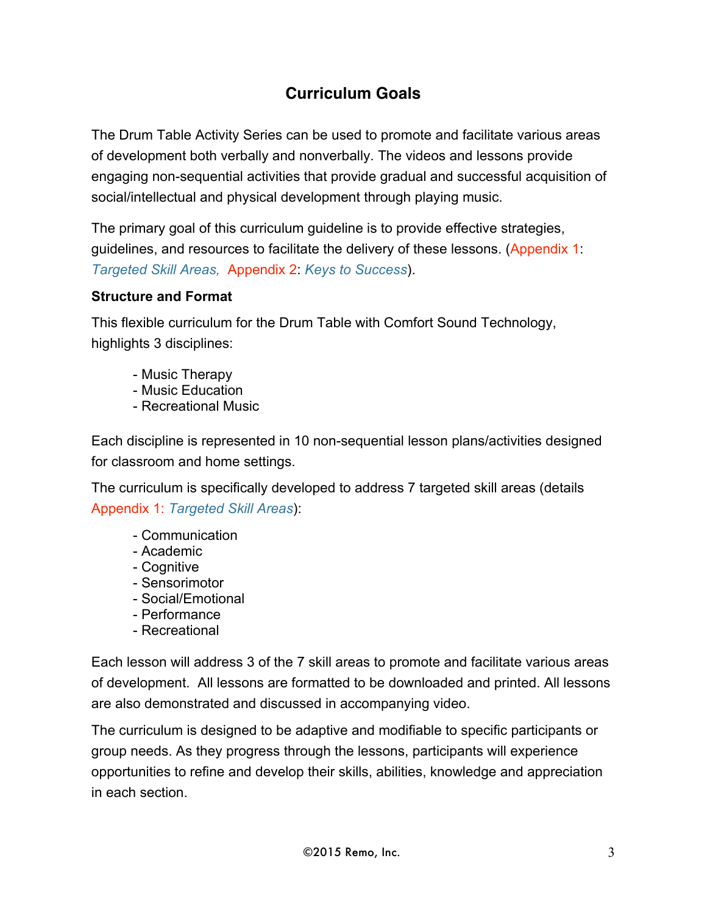## Curriculum Goals

The Drum Table Activity Series can be used to promote and facilitate various areas of development both verbally and nonverbally. The videos and lessons provide engaging non-sequential activities that provide gradual and successful acquisition of social/intellectual and physical development through playing music.

The primary goal of this curriculum guideline is to provide effective strategies, guidelines, and resources to facilitate the delivery of these lessons. (Appendix 1: *Targeted Skill Areas,* Appendix 2: *Keys to Success*).

### Structure and Format

This flexible curriculum for the Drum Table with Comfort Sound Technology, highlights 3 disciplines:

- Music Therapy
- Music Education
- Recreational Music

Each discipline is represented in 10 non-sequential lesson plans/activities designed for classroom and home settings.

The curriculum is specifically developed to address 7 targeted skill areas (details Appendix 1: *Targeted Skill Areas*):

- Communication
- Academic
- Cognitive
- Sensorimotor
- Social/Emotional
- Performance
- Recreational

Each lesson will address 3 of the 7 skill areas to promote and facilitate various areas of development. All lessons are formatted to be downloaded and printed. All lessons are also demonstrated and discussed in accompanying video.

The curriculum is designed to be adaptive and modifiable to specific participants or group needs. As they progress through the lessons, participants will experience opportunities to refine and develop their skills, abilities, knowledge and appreciation in each section.

©2015 Remo, Inc.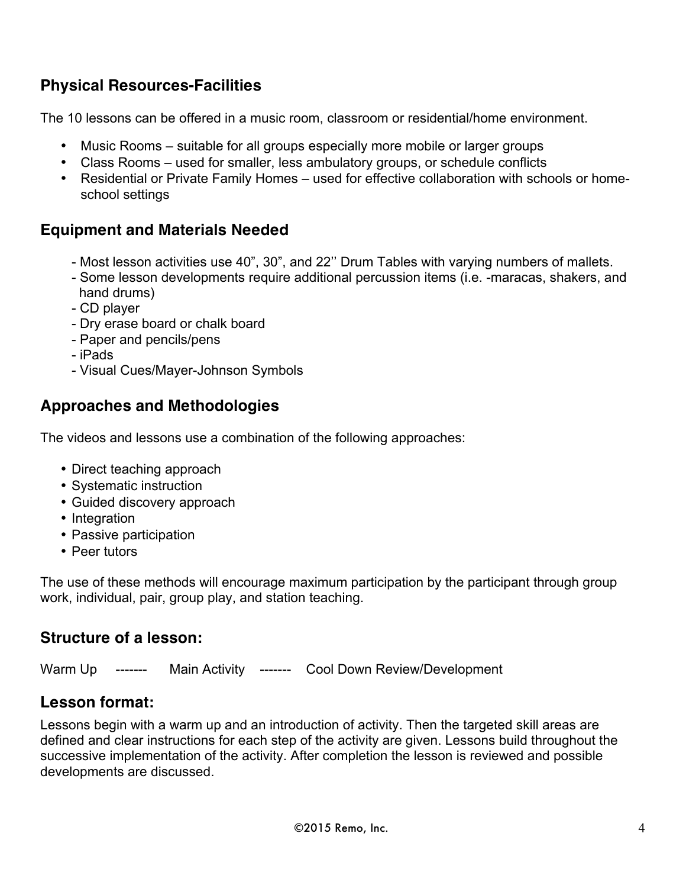## Physical Resources-Facilities

The 10 lessons can be offered in a music room, classroom or residential/home environment.

- Music Rooms – suitable for all groups especially more mobile or larger groups
- Class Rooms – used for smaller, less ambulatory groups, or schedule conflicts
- Residential or Private Family Homes – used for effective collaboration with schools or home-school settings

## Equipment and Materials Needed

- Most lesson activities use 40", 30", and 22'' Drum Tables with varying numbers of mallets.
- Some lesson developments require additional percussion items (i.e. -maracas, shakers, and hand drums)
- CD player
- Dry erase board or chalk board
- Paper and pencils/pens
- iPads
- Visual Cues/Mayer-Johnson Symbols

## Approaches and Methodologies

The videos and lessons use a combination of the following approaches:

- Direct teaching approach
- Systematic instruction
- Guided discovery approach
- Integration
- Passive participation
- Peer tutors

The use of these methods will encourage maximum participation by the participant through group work, individual, pair, group play, and station teaching.

## Structure of a lesson:

Warm Up ------- Main Activity ------- Cool Down Review/Development

## Lesson format:

Lessons begin with a warm up and an introduction of activity. Then the targeted skill areas are defined and clear instructions for each step of the activity are given. Lessons build throughout the successive implementation of the activity. After completion the lesson is reviewed and possible developments are discussed.

©2015 Remo, Inc.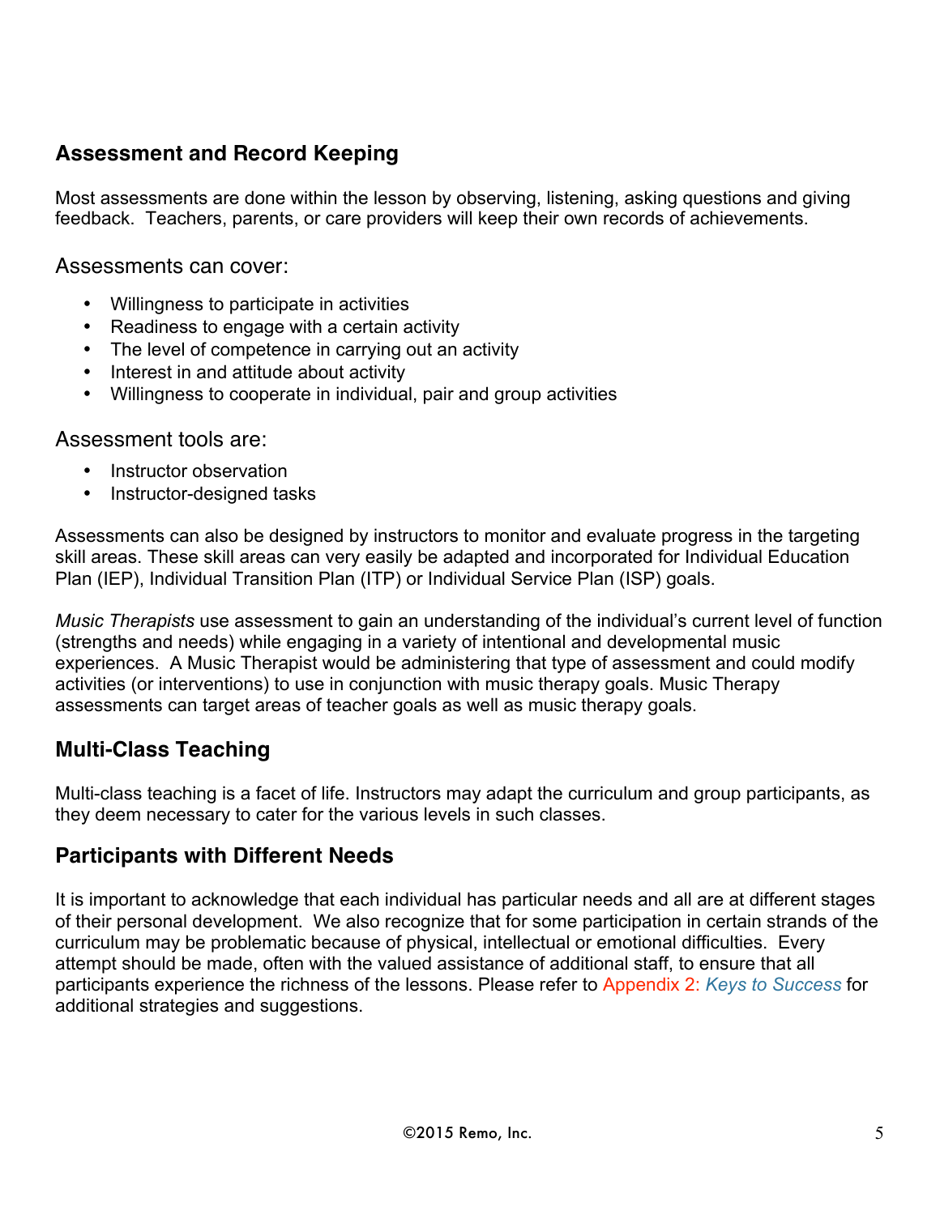## Assessment and Record Keeping

Most assessments are done within the lesson by observing, listening, asking questions and giving feedback. Teachers, parents, or care providers will keep their own records of achievements.

Assessments can cover:

- Willingness to participate in activities
- Readiness to engage with a certain activity
- The level of competence in carrying out an activity
- Interest in and attitude about activity
- Willingness to cooperate in individual, pair and group activities

Assessment tools are:

- Instructor observation
- Instructor-designed tasks

Assessments can also be designed by instructors to monitor and evaluate progress in the targeting skill areas. These skill areas can very easily be adapted and incorporated for Individual Education Plan (IEP), Individual Transition Plan (ITP) or Individual Service Plan (ISP) goals.

*Music Therapists* use assessment to gain an understanding of the individual's current level of function (strengths and needs) while engaging in a variety of intentional and developmental music experiences. A Music Therapist would be administering that type of assessment and could modify activities (or interventions) to use in conjunction with music therapy goals. Music Therapy assessments can target areas of teacher goals as well as music therapy goals.

## Multi-Class Teaching

Multi-class teaching is a facet of life. Instructors may adapt the curriculum and group participants, as they deem necessary to cater for the various levels in such classes.

## Participants with Different Needs

It is important to acknowledge that each individual has particular needs and all are at different stages of their personal development. We also recognize that for some participation in certain strands of the curriculum may be problematic because of physical, intellectual or emotional difficulties. Every attempt should be made, often with the valued assistance of additional staff, to ensure that all participants experience the richness of the lessons. Please refer to Appendix 2: *Keys to Success* for additional strategies and suggestions.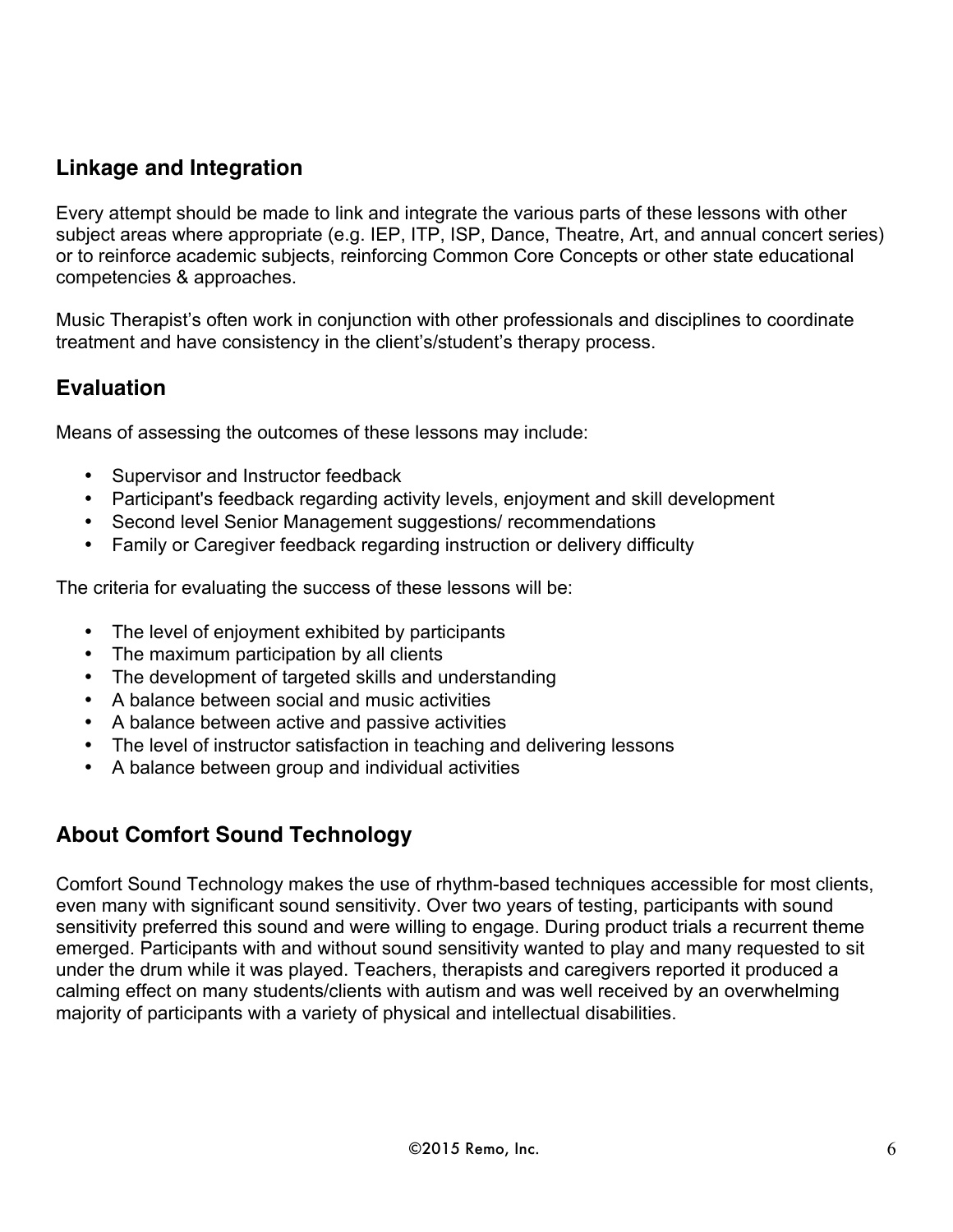## Linkage and Integration

Every attempt should be made to link and integrate the various parts of these lessons with other subject areas where appropriate (e.g. IEP, ITP, ISP, Dance, Theatre, Art, and annual concert series) or to reinforce academic subjects, reinforcing Common Core Concepts or other state educational competencies & approaches.

Music Therapist's often work in conjunction with other professionals and disciplines to coordinate treatment and have consistency in the client's/student's therapy process.

## Evaluation

Means of assessing the outcomes of these lessons may include:

- Supervisor and Instructor feedback
- Participant's feedback regarding activity levels, enjoyment and skill development
- Second level Senior Management suggestions/ recommendations
- Family or Caregiver feedback regarding instruction or delivery difficulty

The criteria for evaluating the success of these lessons will be:

- The level of enjoyment exhibited by participants
- The maximum participation by all clients
- The development of targeted skills and understanding
- A balance between social and music activities
- A balance between active and passive activities
- The level of instructor satisfaction in teaching and delivering lessons
- A balance between group and individual activities

## About Comfort Sound Technology

Comfort Sound Technology makes the use of rhythm-based techniques accessible for most clients, even many with significant sound sensitivity. Over two years of testing, participants with sound sensitivity preferred this sound and were willing to engage. During product trials a recurrent theme emerged. Participants with and without sound sensitivity wanted to play and many requested to sit under the drum while it was played. Teachers, therapists and caregivers reported it produced a calming effect on many students/clients with autism and was well received by an overwhelming majority of participants with a variety of physical and intellectual disabilities.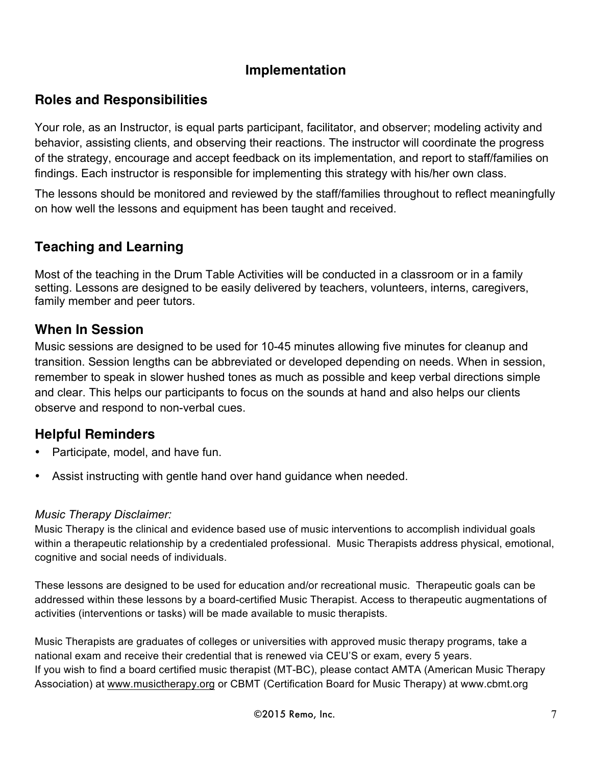# Implementation

## Roles and Responsibilities

Your role, as an Instructor, is equal parts participant, facilitator, and observer; modeling activity and behavior, assisting clients, and observing their reactions. The instructor will coordinate the progress of the strategy, encourage and accept feedback on its implementation, and report to staff/families on findings. Each instructor is responsible for implementing this strategy with his/her own class.

The lessons should be monitored and reviewed by the staff/families throughout to reflect meaningfully on how well the lessons and equipment has been taught and received.

## Teaching and Learning

Most of the teaching in the Drum Table Activities will be conducted in a classroom or in a family setting. Lessons are designed to be easily delivered by teachers, volunteers, interns, caregivers, family member and peer tutors.

## When In Session

Music sessions are designed to be used for 10-45 minutes allowing five minutes for cleanup and transition. Session lengths can be abbreviated or developed depending on needs. When in session, remember to speak in slower hushed tones as much as possible and keep verbal directions simple and clear. This helps our participants to focus on the sounds at hand and also helps our clients observe and respond to non-verbal cues.

## Helpful Reminders

- Participate, model, and have fun.
- Assist instructing with gentle hand over hand guidance when needed.

*Music Therapy Disclaimer:*

Music Therapy is the clinical and evidence based use of music interventions to accomplish individual goals within a therapeutic relationship by a credentialed professional. Music Therapists address physical, emotional, cognitive and social needs of individuals.

These lessons are designed to be used for education and/or recreational music. Therapeutic goals can be addressed within these lessons by a board-certified Music Therapist. Access to therapeutic augmentations of activities (interventions or tasks) will be made available to music therapists.

Music Therapists are graduates of colleges or universities with approved music therapy programs, take a national exam and receive their credential that is renewed via CEU'S or exam, every 5 years.
If you wish to find a board certified music therapist (MT-BC), please contact AMTA (American Music Therapy Association) at www.musictherapy.org or CBMT (Certification Board for Music Therapy) at www.cbmt.org

©2015 Remo, Inc.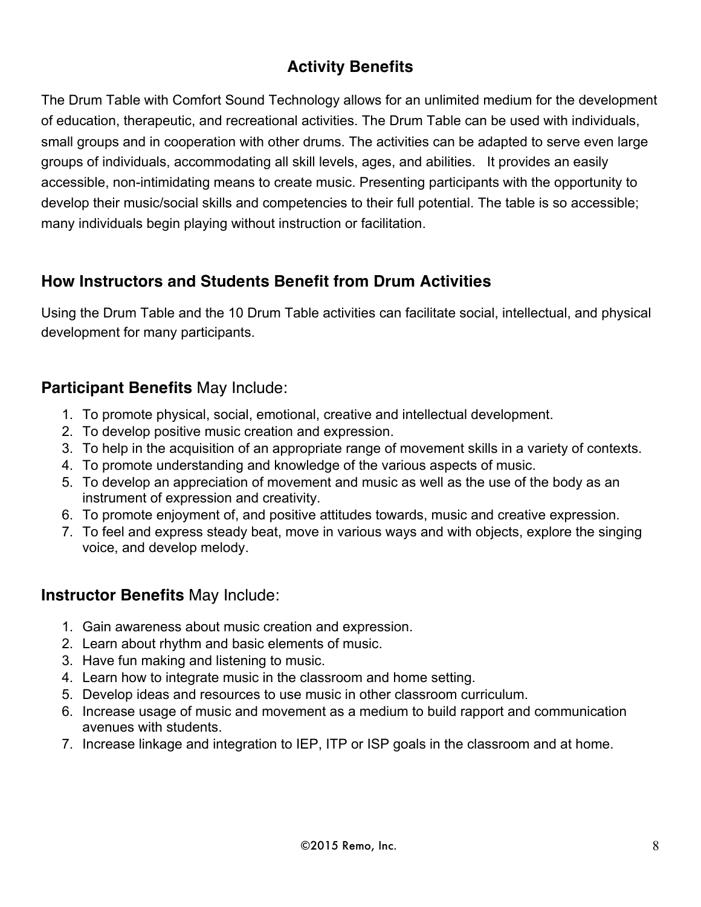## Activity Benefits

The Drum Table with Comfort Sound Technology allows for an unlimited medium for the development of education, therapeutic, and recreational activities. The Drum Table can be used with individuals, small groups and in cooperation with other drums. The activities can be adapted to serve even large groups of individuals, accommodating all skill levels, ages, and abilities. It provides an easily accessible, non-intimidating means to create music. Presenting participants with the opportunity to develop their music/social skills and competencies to their full potential. The table is so accessible; many individuals begin playing without instruction or facilitation.

## How Instructors and Students Benefit from Drum Activities

Using the Drum Table and the 10 Drum Table activities can facilitate social, intellectual, and physical development for many participants.

### **Participant Benefits** May Include:

1. To promote physical, social, emotional, creative and intellectual development.
2. To develop positive music creation and expression.
3. To help in the acquisition of an appropriate range of movement skills in a variety of contexts.
4. To promote understanding and knowledge of the various aspects of music.
5. To develop an appreciation of movement and music as well as the use of the body as an instrument of expression and creativity.
6. To promote enjoyment of, and positive attitudes towards, music and creative expression.
7. To feel and express steady beat, move in various ways and with objects, explore the singing voice, and develop melody.

### **Instructor Benefits** May Include:

1. Gain awareness about music creation and expression.
2. Learn about rhythm and basic elements of music.
3. Have fun making and listening to music.
4. Learn how to integrate music in the classroom and home setting.
5. Develop ideas and resources to use music in other classroom curriculum.
6. Increase usage of music and movement as a medium to build rapport and communication avenues with students.
7. Increase linkage and integration to IEP, ITP or ISP goals in the classroom and at home.

©2015 Remo, Inc.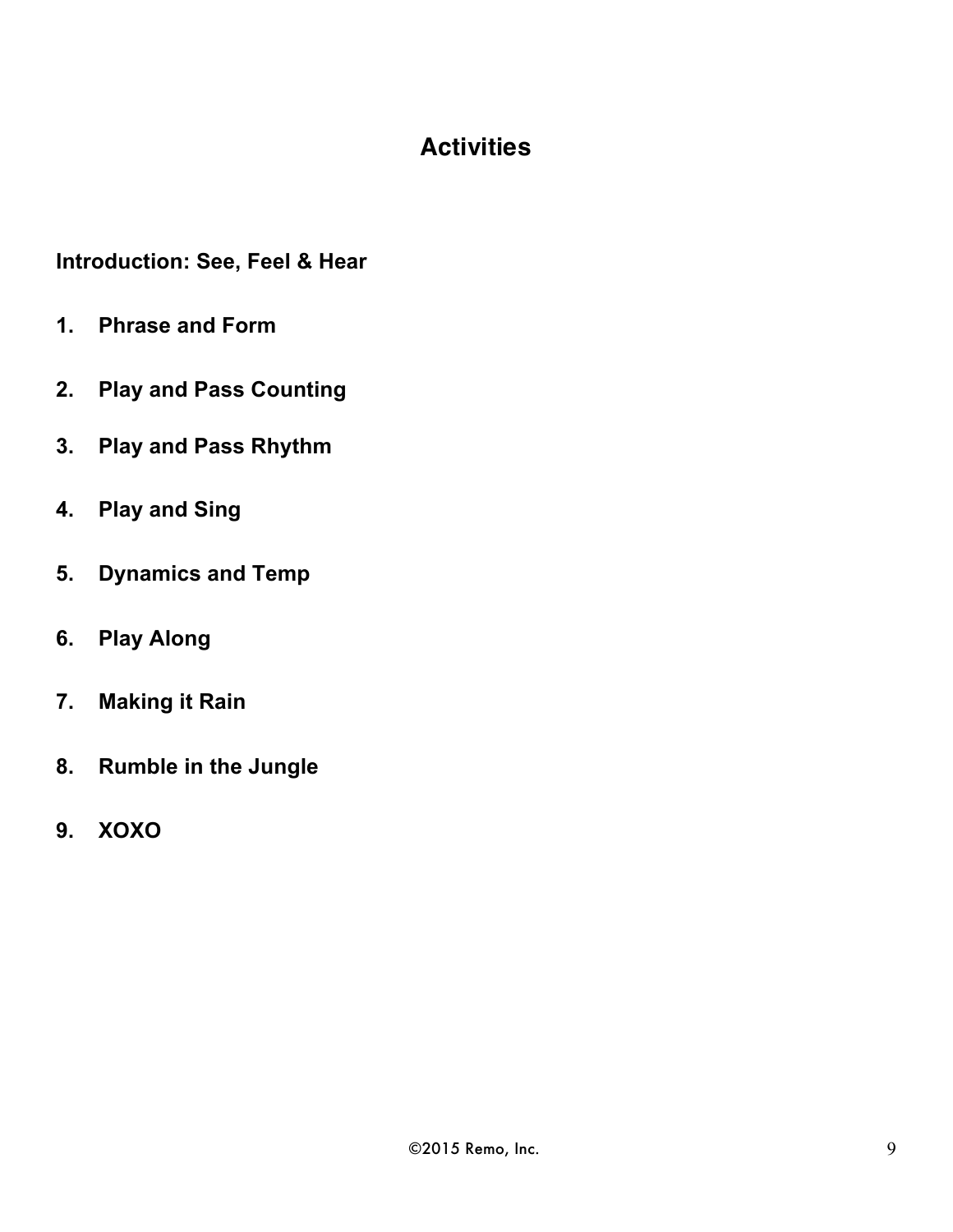# Activities

**Introduction: See, Feel & Hear**

1. **Phrase and Form**
2. **Play and Pass Counting**
3. **Play and Pass Rhythm**
4. **Play and Sing**
5. **Dynamics and Temp**
6. **Play Along**
7. **Making it Rain**
8. **Rumble in the Jungle**
9. **XOXO**

©2015 Remo, Inc.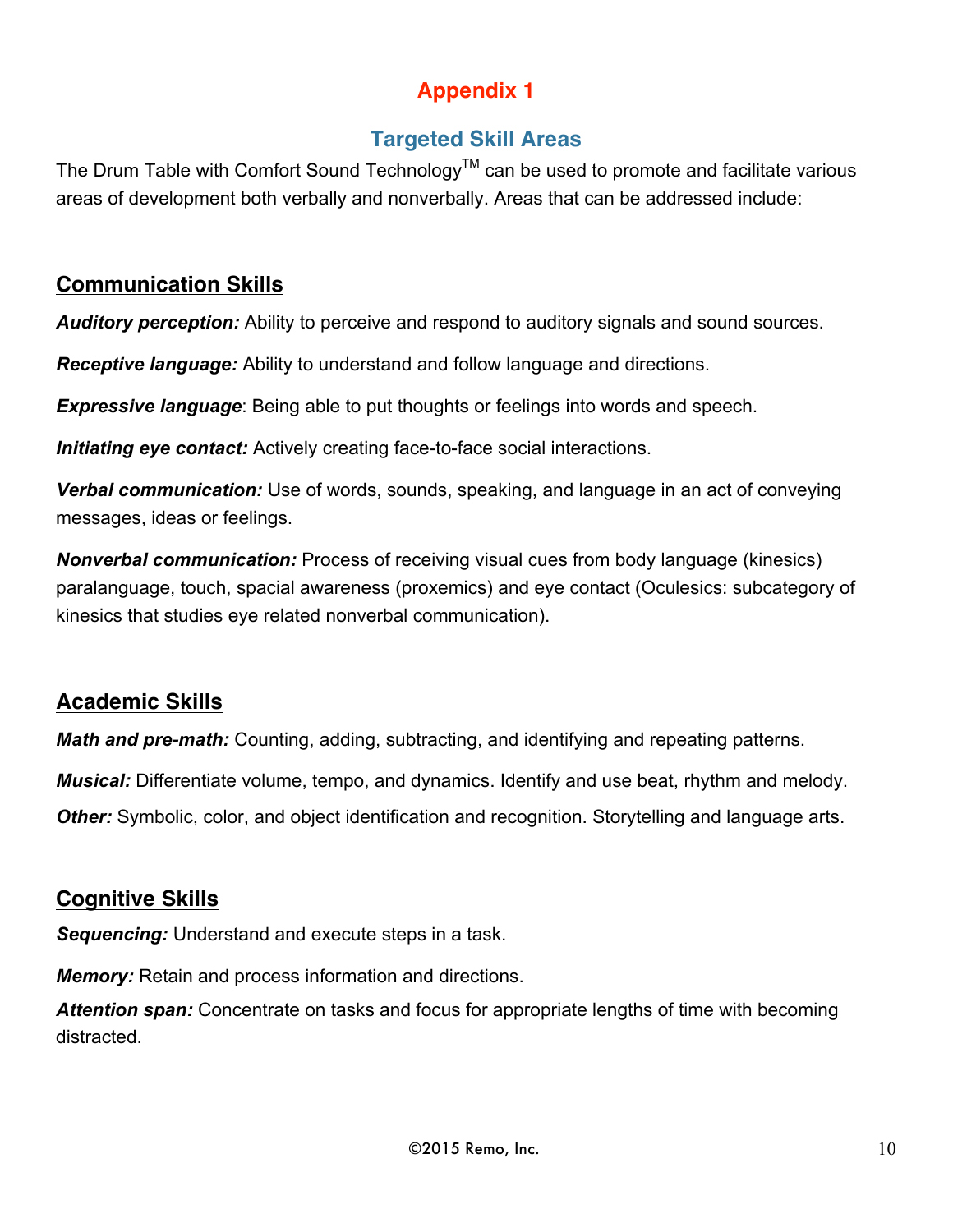# Appendix 1

## Targeted Skill Areas

The Drum Table with Comfort Sound Technology™ can be used to promote and facilitate various areas of development both verbally and nonverbally. Areas that can be addressed include:

### Communication Skills

***Auditory perception:*** Ability to perceive and respond to auditory signals and sound sources.

***Receptive language:*** Ability to understand and follow language and directions.

***Expressive language***: Being able to put thoughts or feelings into words and speech.

***Initiating eye contact:*** Actively creating face-to-face social interactions.

***Verbal communication:*** Use of words, sounds, speaking, and language in an act of conveying messages, ideas or feelings.

***Nonverbal communication:*** Process of receiving visual cues from body language (kinesics) paralanguage, touch, spacial awareness (proxemics) and eye contact (Oculesics: subcategory of kinesics that studies eye related nonverbal communication).

### Academic Skills

***Math and pre-math:*** Counting, adding, subtracting, and identifying and repeating patterns.

***Musical:*** Differentiate volume, tempo, and dynamics. Identify and use beat, rhythm and melody.

***Other:*** Symbolic, color, and object identification and recognition. Storytelling and language arts.

### Cognitive Skills

***Sequencing:*** Understand and execute steps in a task.

***Memory:*** Retain and process information and directions.

***Attention span:*** Concentrate on tasks and focus for appropriate lengths of time with becoming distracted.

©2015 Remo, Inc.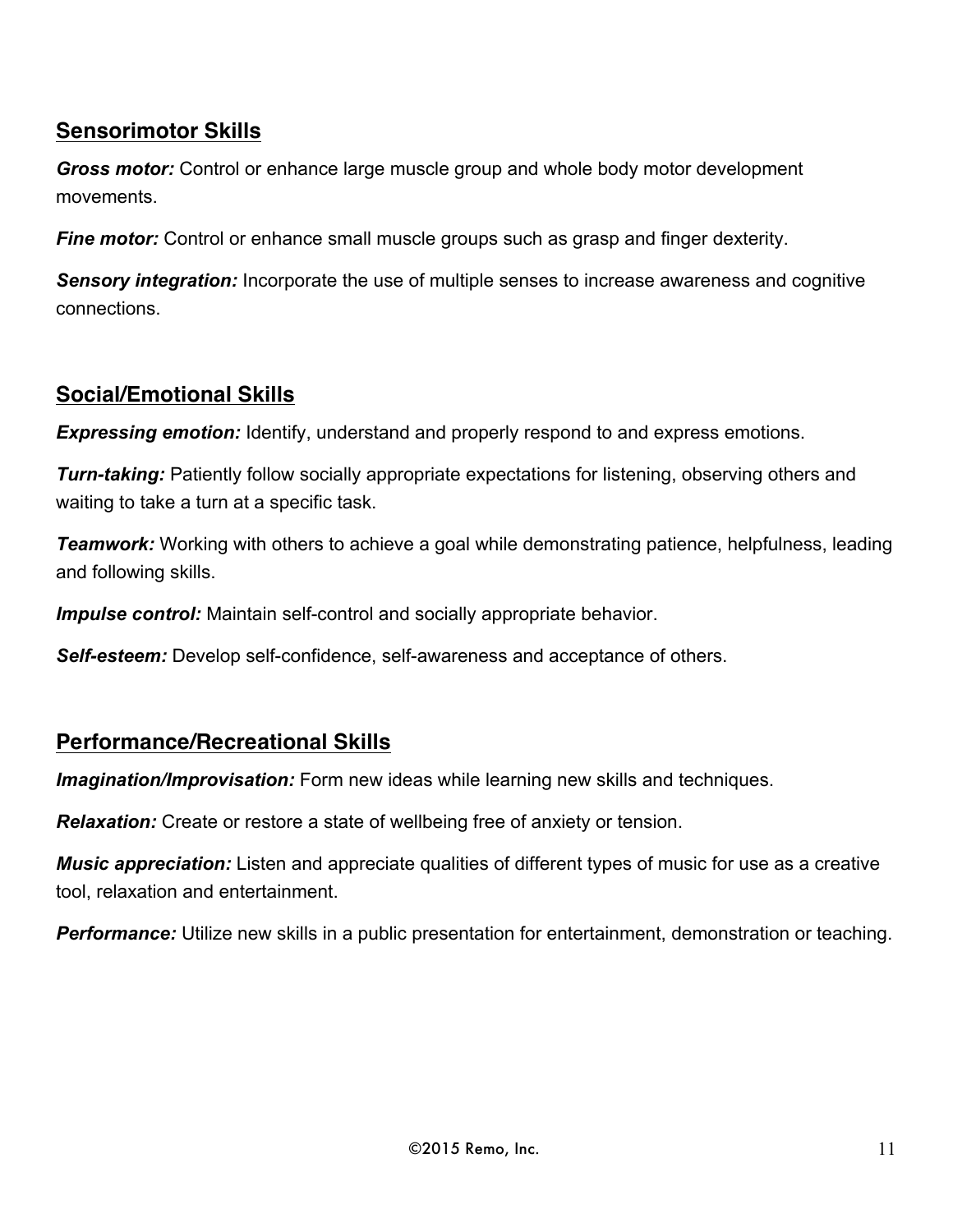## Sensorimotor Skills

***Gross motor:*** Control or enhance large muscle group and whole body motor development movements.

***Fine motor:*** Control or enhance small muscle groups such as grasp and finger dexterity.

***Sensory integration:*** Incorporate the use of multiple senses to increase awareness and cognitive connections.

## Social/Emotional Skills

***Expressing emotion:*** Identify, understand and properly respond to and express emotions.

***Turn-taking:*** Patiently follow socially appropriate expectations for listening, observing others and waiting to take a turn at a specific task.

***Teamwork:*** Working with others to achieve a goal while demonstrating patience, helpfulness, leading and following skills.

***Impulse control:*** Maintain self-control and socially appropriate behavior.

***Self-esteem:*** Develop self-confidence, self-awareness and acceptance of others.

## Performance/Recreational Skills

***Imagination/Improvisation:*** Form new ideas while learning new skills and techniques.

***Relaxation:*** Create or restore a state of wellbeing free of anxiety or tension.

***Music appreciation:*** Listen and appreciate qualities of different types of music for use as a creative tool, relaxation and entertainment.

***Performance:*** Utilize new skills in a public presentation for entertainment, demonstration or teaching.

©2015 Remo, Inc.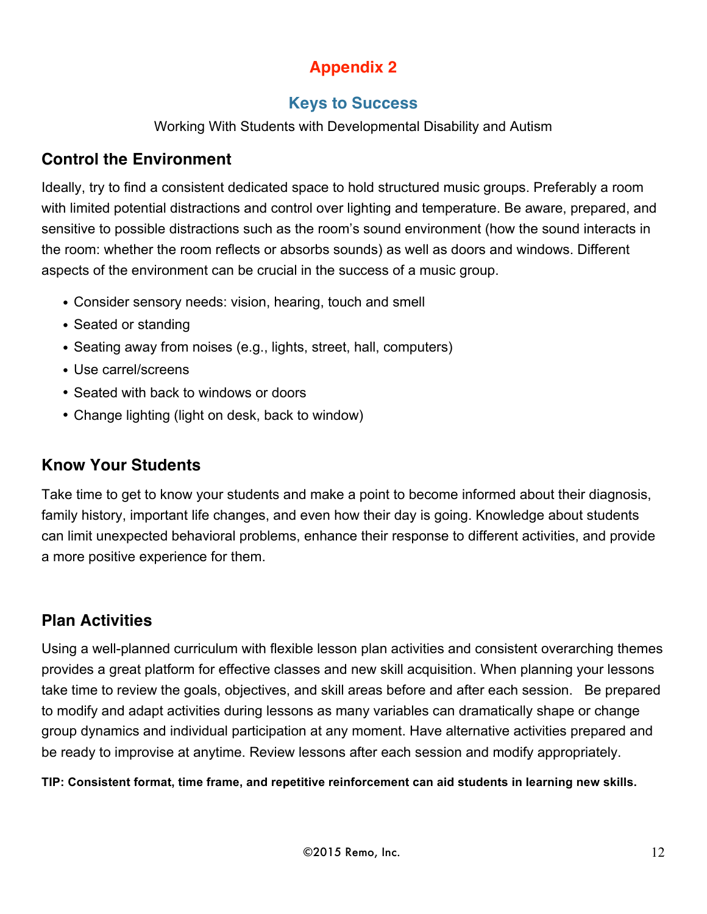# Appendix 2

## Keys to Success

Working With Students with Developmental Disability and Autism

### Control the Environment

Ideally, try to find a consistent dedicated space to hold structured music groups. Preferably a room with limited potential distractions and control over lighting and temperature. Be aware, prepared, and sensitive to possible distractions such as the room's sound environment (how the sound interacts in the room: whether the room reflects or absorbs sounds) as well as doors and windows. Different aspects of the environment can be crucial in the success of a music group.

- Consider sensory needs: vision, hearing, touch and smell
- Seated or standing
- Seating away from noises (e.g., lights, street, hall, computers)
- Use carrel/screens
- Seated with back to windows or doors
- Change lighting (light on desk, back to window)

### Know Your Students

Take time to get to know your students and make a point to become informed about their diagnosis, family history, important life changes, and even how their day is going. Knowledge about students can limit unexpected behavioral problems, enhance their response to different activities, and provide a more positive experience for them.

### Plan Activities

Using a well-planned curriculum with flexible lesson plan activities and consistent overarching themes provides a great platform for effective classes and new skill acquisition. When planning your lessons take time to review the goals, objectives, and skill areas before and after each session. Be prepared to modify and adapt activities during lessons as many variables can dramatically shape or change group dynamics and individual participation at any moment. Have alternative activities prepared and be ready to improvise at anytime. Review lessons after each session and modify appropriately.

**TIP: Consistent format, time frame, and repetitive reinforcement can aid students in learning new skills.**

©2015 Remo, Inc.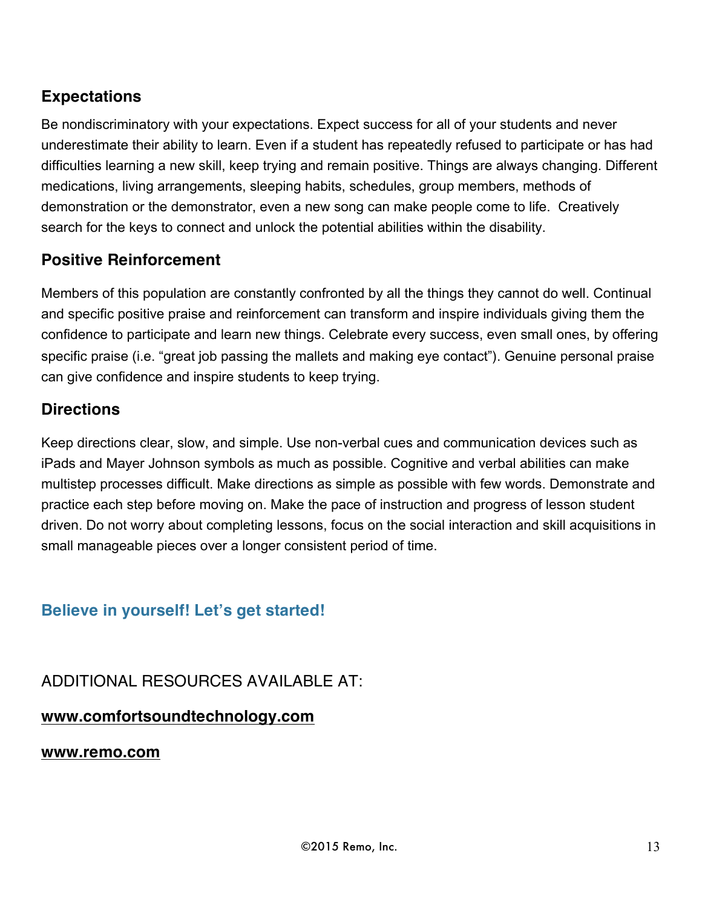## Expectations

Be nondiscriminatory with your expectations. Expect success for all of your students and never underestimate their ability to learn. Even if a student has repeatedly refused to participate or has had difficulties learning a new skill, keep trying and remain positive. Things are always changing. Different medications, living arrangements, sleeping habits, schedules, group members, methods of demonstration or the demonstrator, even a new song can make people come to life. Creatively search for the keys to connect and unlock the potential abilities within the disability.

## Positive Reinforcement

Members of this population are constantly confronted by all the things they cannot do well. Continual and specific positive praise and reinforcement can transform and inspire individuals giving them the confidence to participate and learn new things. Celebrate every success, even small ones, by offering specific praise (i.e. "great job passing the mallets and making eye contact"). Genuine personal praise can give confidence and inspire students to keep trying.

## Directions

Keep directions clear, slow, and simple. Use non-verbal cues and communication devices such as iPads and Mayer Johnson symbols as much as possible. Cognitive and verbal abilities can make multistep processes difficult. Make directions as simple as possible with few words. Demonstrate and practice each step before moving on. Make the pace of instruction and progress of lesson student driven. Do not worry about completing lessons, focus on the social interaction and skill acquisitions in small manageable pieces over a longer consistent period of time.

**Believe in yourself! Let's get started!**

ADDITIONAL RESOURCES AVAILABLE AT:

**www.comfortsoundtechnology.com**

**www.remo.com**

©2015 Remo, Inc.